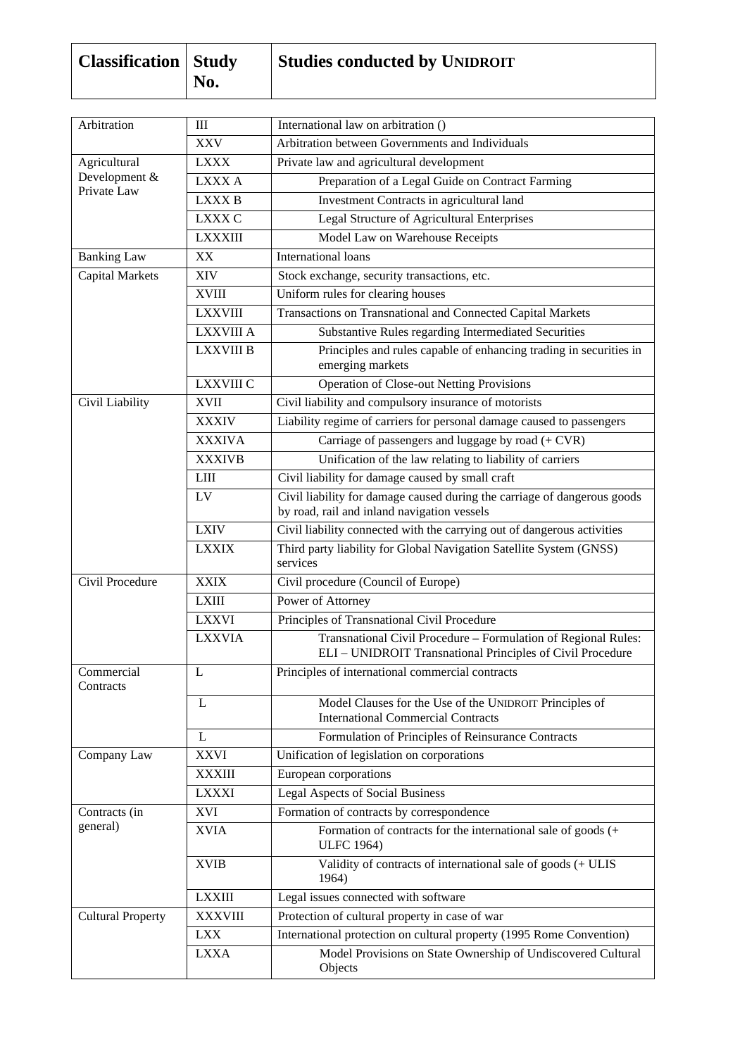| Classification | Study No. | Studies conducted by UNIDROIT |
|---|---|---|
| Arbitration | III | International law on arbitration () |
| | XXV | Arbitration between Governments and Individuals |
| Agricultural Development & Private Law | LXXX | Private law and agricultural development |
| | LXXX A | Preparation of a Legal Guide on Contract Farming |
| | LXXX B | Investment Contracts in agricultural land |
| | LXXX C | Legal Structure of Agricultural Enterprises |
| | LXXXIII | Model Law on Warehouse Receipts |
| Banking Law | XX | International loans |
| Capital Markets | XIV | Stock exchange, security transactions, etc. |
| | XVIII | Uniform rules for clearing houses |
| | LXXVIII | Transactions on Transnational and Connected Capital Markets |
| | LXXVIII A | Substantive Rules regarding Intermediated Securities |
| | LXXVIII B | Principles and rules capable of enhancing trading in securities in emerging markets |
| | LXXVIII C | Operation of Close-out Netting Provisions |
| Civil Liability | XVII | Civil liability and compulsory insurance of motorists |
| | XXXIV | Liability regime of carriers for personal damage caused to passengers |
| | XXXIVA | Carriage of passengers and luggage by road (+ CVR) |
| | XXXIVB | Unification of the law relating to liability of carriers |
| | LIII | Civil liability for damage caused by small craft |
| | LV | Civil liability for damage caused during the carriage of dangerous goods by road, rail and inland navigation vessels |
| | LXIV | Civil liability connected with the carrying out of dangerous activities |
| | LXXIX | Third party liability for Global Navigation Satellite System (GNSS) services |
| Civil Procedure | XXIX | Civil procedure (Council of Europe) |
| | LXIII | Power of Attorney |
| | LXXVI | Principles of Transnational Civil Procedure |
| | LXXVIA | Transnational Civil Procedure – Formulation of Regional Rules: ELI – UNIDROIT Transnational Principles of Civil Procedure |
| Commercial Contracts | L | Principles of international commercial contracts |
| | L | Model Clauses for the Use of the UNIDROIT Principles of International Commercial Contracts |
| | L | Formulation of Principles of Reinsurance Contracts |
| Company Law | XXVI | Unification of legislation on corporations |
| | XXXIII | European corporations |
| | LXXXI | Legal Aspects of Social Business |
| Contracts (in general) | XVI | Formation of contracts by correspondence |
| | XVIA | Formation of contracts for the international sale of goods (+ ULFC 1964) |
| | XVIB | Validity of contracts of international sale of goods (+ ULIS 1964) |
| | LXXIII | Legal issues connected with software |
| Cultural Property | XXXVIII | Protection of cultural property in case of war |
| | LXX | International protection on cultural property (1995 Rome Convention) |
| | LXXA | Model Provisions on State Ownership of Undiscovered Cultural Objects |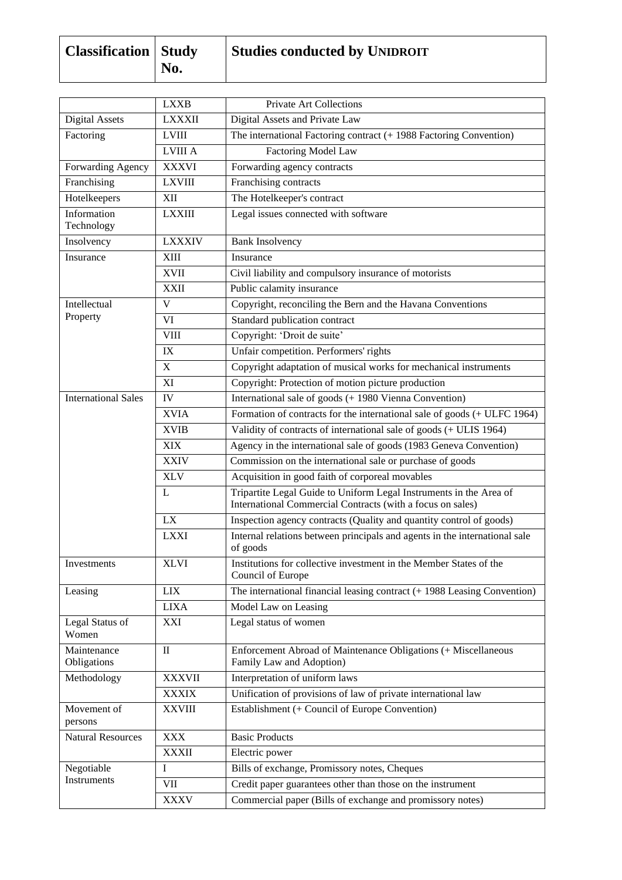| Classification | Study No. | Studies conducted by UNIDROIT |
|---|---|---|
| | LXXB | Private Art Collections |
| Digital Assets | LXXXII | Digital Assets and Private Law |
| Factoring | LVIII | The international Factoring contract (+ 1988 Factoring Convention) |
| | LVIII A | Factoring Model Law |
| Forwarding Agency | XXXVI | Forwarding agency contracts |
| Franchising | LXVIII | Franchising contracts |
| Hotelkeepers | XII | The Hotelkeeper's contract |
| Information Technology | LXXIII | Legal issues connected with software |
| Insolvency | LXXXIV | Bank Insolvency |
| Insurance | XIII | Insurance |
| | XVII | Civil liability and compulsory insurance of motorists |
| | XXII | Public calamity insurance |
| Intellectual Property | V | Copyright, reconciling the Bern and the Havana Conventions |
| | VI | Standard publication contract |
| | VIII | Copyright: 'Droit de suite' |
| | IX | Unfair competition. Performers' rights |
| | X | Copyright adaptation of musical works for mechanical instruments |
| | XI | Copyright: Protection of motion picture production |
| International Sales | IV | International sale of goods (+ 1980 Vienna Convention) |
| | XVIA | Formation of contracts for the international sale of goods (+ ULFC 1964) |
| | XVIB | Validity of contracts of international sale of goods (+ ULIS 1964) |
| | XIX | Agency in the international sale of goods (1983 Geneva Convention) |
| | XXIV | Commission on the international sale or purchase of goods |
| | XLV | Acquisition in good faith of corporeal movables |
| | L | Tripartite Legal Guide to Uniform Legal Instruments in the Area of International Commercial Contracts (with a focus on sales) |
| | LX | Inspection agency contracts (Quality and quantity control of goods) |
| | LXXI | Internal relations between principals and agents in the international sale of goods |
| Investments | XLVI | Institutions for collective investment in the Member States of the Council of Europe |
| Leasing | LIX | The international financial leasing contract (+ 1988 Leasing Convention) |
| | LIXA | Model Law on Leasing |
| Legal Status of Women | XXI | Legal status of women |
| Maintenance Obligations | II | Enforcement Abroad of Maintenance Obligations (+ Miscellaneous Family Law and Adoption) |
| Methodology | XXXVII | Interpretation of uniform laws |
| | XXXIX | Unification of provisions of law of private international law |
| Movement of persons | XXVIII | Establishment (+ Council of Europe Convention) |
| Natural Resources | XXX | Basic Products |
| | XXXII | Electric power |
| Negotiable Instruments | I | Bills of exchange, Promissory notes, Cheques |
| | VII | Credit paper guarantees other than those on the instrument |
| | XXXV | Commercial paper (Bills of exchange and promissory notes) |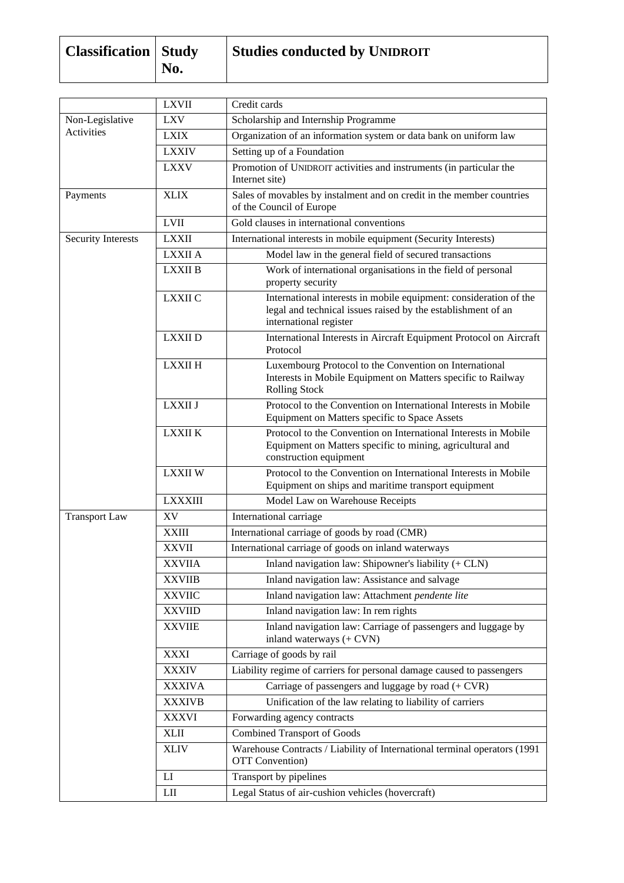| Classification | Study No. | Studies conducted by UNIDROIT |
|---|---|---|
| | LXVII | Credit cards |
| Non-Legislative Activities | LXV | Scholarship and Internship Programme |
| | LXIX | Organization of an information system or data bank on uniform law |
| | LXXIV | Setting up of a Foundation |
| | LXXV | Promotion of UNIDROIT activities and instruments (in particular the Internet site) |
| Payments | XLIX | Sales of movables by instalment and on credit in the member countries of the Council of Europe |
| | LVII | Gold clauses in international conventions |
| Security Interests | LXXII | International interests in mobile equipment (Security Interests) |
| | LXXII A | Model law in the general field of secured transactions |
| | LXXII B | Work of international organisations in the field of personal property security |
| | LXXII C | International interests in mobile equipment: consideration of the legal and technical issues raised by the establishment of an international register |
| | LXXII D | International Interests in Aircraft Equipment Protocol on Aircraft Protocol |
| | LXXII H | Luxembourg Protocol to the Convention on International Interests in Mobile Equipment on Matters specific to Railway Rolling Stock |
| | LXXII J | Protocol to the Convention on International Interests in Mobile Equipment on Matters specific to Space Assets |
| | LXXII K | Protocol to the Convention on International Interests in Mobile Equipment on Matters specific to mining, agricultural and construction equipment |
| | LXXII W | Protocol to the Convention on International Interests in Mobile Equipment on ships and maritime transport equipment |
| | LXXXIII | Model Law on Warehouse Receipts |
| Transport Law | XV | International carriage |
| | XXIII | International carriage of goods by road (CMR) |
| | XXVII | International carriage of goods on inland waterways |
| | XXVIIA | Inland navigation law: Shipowner's liability (+ CLN) |
| | XXVIIB | Inland navigation law: Assistance and salvage |
| | XXVIIC | Inland navigation law: Attachment *pendente lite* |
| | XXVIID | Inland navigation law: In rem rights |
| | XXVIIE | Inland navigation law: Carriage of passengers and luggage by inland waterways (+ CVN) |
| | XXXI | Carriage of goods by rail |
| | XXXIV | Liability regime of carriers for personal damage caused to passengers |
| | XXXIVA | Carriage of passengers and luggage by road (+ CVR) |
| | XXXIVB | Unification of the law relating to liability of carriers |
| | XXXVI | Forwarding agency contracts |
| | XLII | Combined Transport of Goods |
| | XLIV | Warehouse Contracts / Liability of International terminal operators (1991 OTT Convention) |
| | LI | Transport by pipelines |
| | LII | Legal Status of air-cushion vehicles (hovercraft) |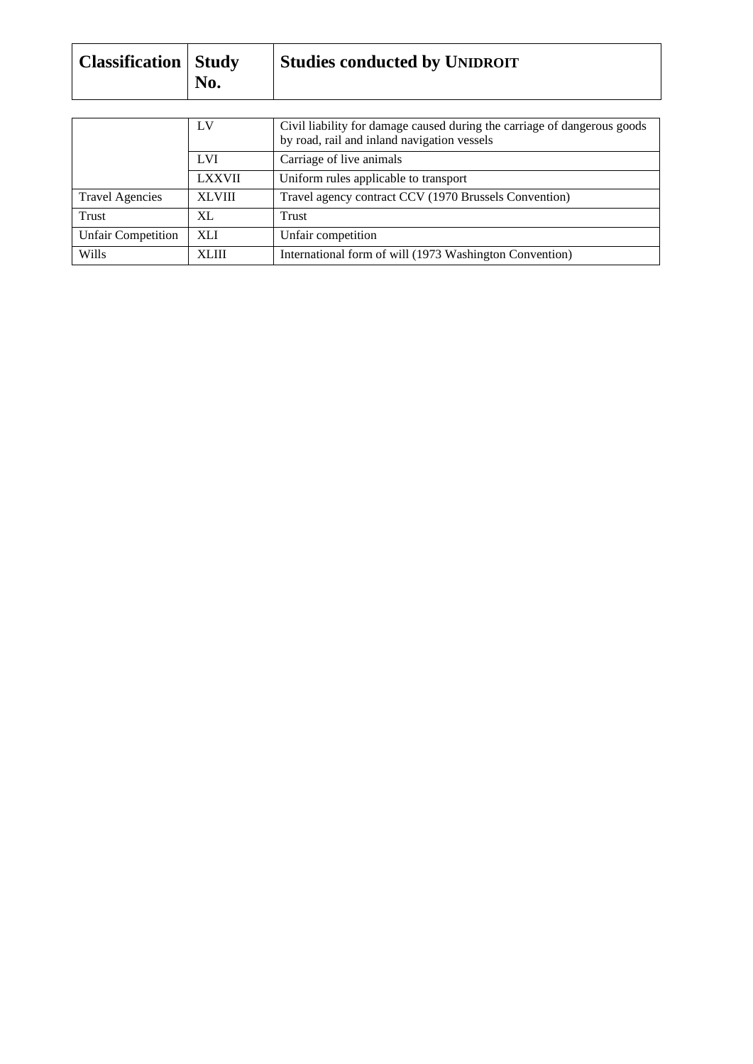| Classification | Study No. | Studies conducted by UNIDROIT |
|---|---|---|
| | LV | Civil liability for damage caused during the carriage of dangerous goods by road, rail and inland navigation vessels |
| | LVI | Carriage of live animals |
| | LXXVII | Uniform rules applicable to transport |
| Travel Agencies | XLVIII | Travel agency contract CCV (1970 Brussels Convention) |
| Trust | XL | Trust |
| Unfair Competition | XLI | Unfair competition |
| Wills | XLIII | International form of will (1973 Washington Convention) |